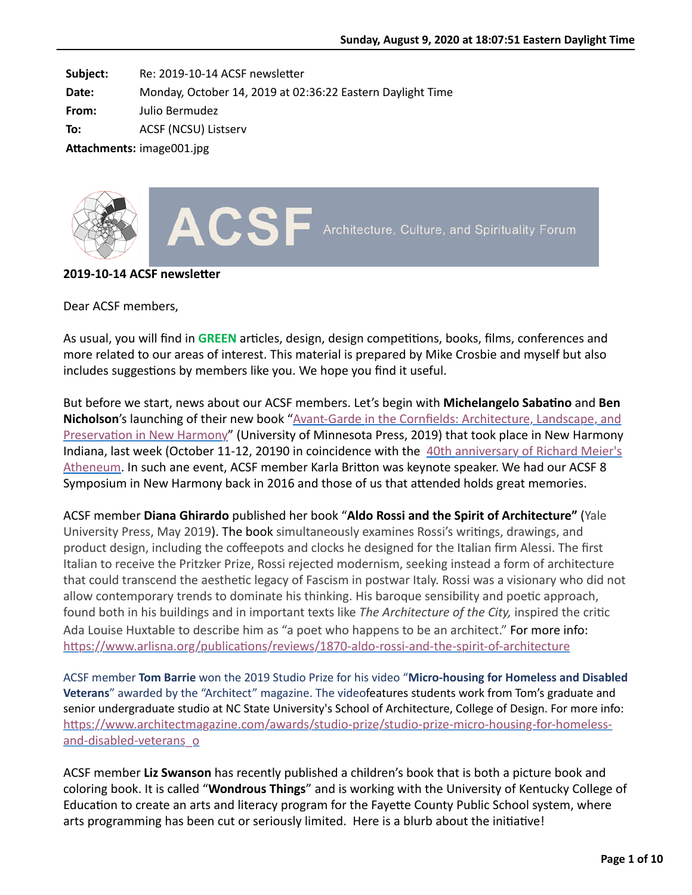Subject: Re: 2019-10-14 ACSF newsletter
Date: Monday, October 14, 2019 at 02:36:22 Eastern Daylight Time
From: Julio Bermudez
To: ACSF (NCSU) Listserv
Attachments: image001.jpg

ACSF Architecture, Culture, and Spirituality Forum

**2019-10-14 ACSF newsletter**

Dear ACSF members,

As usual, you will find in **GREEN** articles, design, design competitions, books, films, conferences and more related to our areas of interest. This material is prepared by Mike Crosbie and myself but also includes suggestions by members like you. We hope you find it useful.

But before we start, news about our ACSF members. Let's begin with **Michelangelo Sabatino** and **Ben Nicholson**'s launching of their new book "Avant-Garde in the Cornfields: Architecture, Landscape, and Preservation in New Harmony" (University of Minnesota Press, 2019) that took place in New Harmony Indiana, last week (October 11-12, 20190 in coincidence with the 40th anniversary of Richard Meier's Atheneum. In such ane event, ACSF member Karla Britton was keynote speaker. We had our ACSF 8 Symposium in New Harmony back in 2016 and those of us that attended holds great memories.

ACSF member **Diana Ghirardo** published her book "**Aldo Rossi and the Spirit of Architecture"** (Yale University Press, May 2019). The book simultaneously examines Rossi's writings, drawings, and product design, including the coffeepots and clocks he designed for the Italian firm Alessi. The first Italian to receive the Pritzker Prize, Rossi rejected modernism, seeking instead a form of architecture that could transcend the aesthetic legacy of Fascism in postwar Italy. Rossi was a visionary who did not allow contemporary trends to dominate his thinking. His baroque sensibility and poetic approach, found both in his buildings and in important texts like *The Architecture of the City,* inspired the critic Ada Louise Huxtable to describe him as "a poet who happens to be an architect." For more info: https://www.arlisna.org/publications/reviews/1870-aldo-rossi-and-the-spirit-of-architecture

ACSF member **Tom Barrie** won the 2019 Studio Prize for his video "**Micro-housing for Homeless and Disabled Veterans**" awarded by the "Architect" magazine. The videofeatures students work from Tom's graduate and senior undergraduate studio at NC State University's School of Architecture, College of Design. For more info: https://www.architectmagazine.com/awards/studio-prize/studio-prize-micro-housing-for-homeless-and-disabled-veterans_o

ACSF member **Liz Swanson** has recently published a children's book that is both a picture book and coloring book. It is called "**Wondrous Things**" and is working with the University of Kentucky College of Education to create an arts and literacy program for the Fayette County Public School system, where arts programming has been cut or seriously limited. Here is a blurb about the initiative!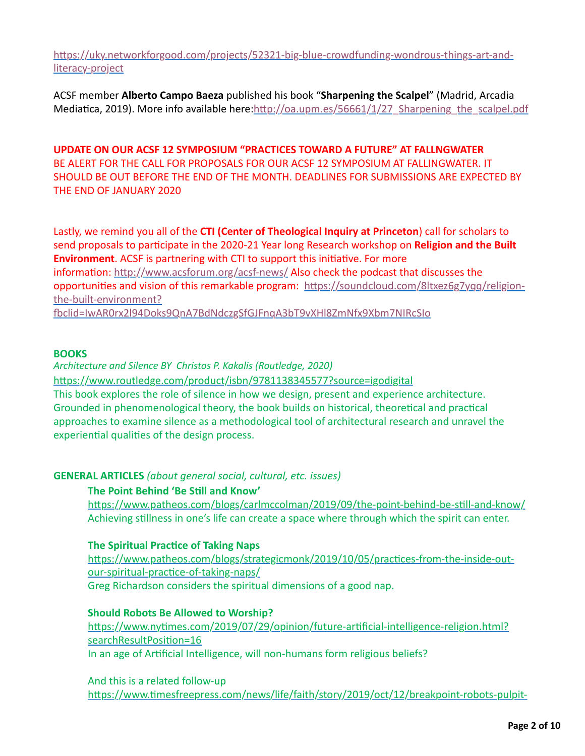https://uky.networkforgood.com/projects/52321-big-blue-crowdfunding-wondrous-things-art-and-literacy-project

ACSF member **Alberto Campo Baeza** published his book "**Sharpening the Scalpel**" (Madrid, Arcadia Mediatica, 2019). More info available here:http://oa.upm.es/56661/1/27_Sharpening_the_scalpel.pdf

**UPDATE ON OUR ACSF 12 SYMPOSIUM "PRACTICES TOWARD A FUTURE" AT FALLNGWATER**
BE ALERT FOR THE CALL FOR PROPOSALS FOR OUR ACSF 12 SYMPOSIUM AT FALLINGWATER. IT SHOULD BE OUT BEFORE THE END OF THE MONTH. DEADLINES FOR SUBMISSIONS ARE EXPECTED BY THE END OF JANUARY 2020

Lastly, we remind you all of the **CTI (Center of Theological Inquiry at Princeton**) call for scholars to send proposals to participate in the 2020-21 Year long Research workshop on **Religion and the Built Environment**. ACSF is partnering with CTI to support this initiative. For more information: http://www.acsforum.org/acsf-news/ Also check the podcast that discusses the opportunities and vision of this remarkable program: https://soundcloud.com/8ltxez6g7yqq/religion-the-built-environment?fbclid=IwAR0rx2l94Doks9QnA7BdNdczgSfGJFnqA3bT9vXHl8ZmNfx9Xbm7NIRcSIo

## BOOKS

*Architecture and Silence BY Christos P. Kakalis (Routledge, 2020)*
https://www.routledge.com/product/isbn/9781138345577?source=igodigital
This book explores the role of silence in how we design, present and experience architecture. Grounded in phenomenological theory, the book builds on historical, theoretical and practical approaches to examine silence as a methodological tool of architectural research and unravel the experiential qualities of the design process.

## GENERAL ARTICLES *(about general social, cultural, etc. issues)*

**The Point Behind 'Be Still and Know'**
https://www.patheos.com/blogs/carlmccolman/2019/09/the-point-behind-be-still-and-know/
Achieving stillness in one's life can create a space where through which the spirit can enter.

**The Spiritual Practice of Taking Naps**
https://www.patheos.com/blogs/strategicmonk/2019/10/05/practices-from-the-inside-out-our-spiritual-practice-of-taking-naps/
Greg Richardson considers the spiritual dimensions of a good nap.

**Should Robots Be Allowed to Worship?**
https://www.nytimes.com/2019/07/29/opinion/future-artificial-intelligence-religion.html?searchResultPosition=16
In an age of Artificial Intelligence, will non-humans form religious beliefs?

And this is a related follow-up
https://www.timesfreepress.com/news/life/faith/story/2019/oct/12/breakpoint-robots-pulpit-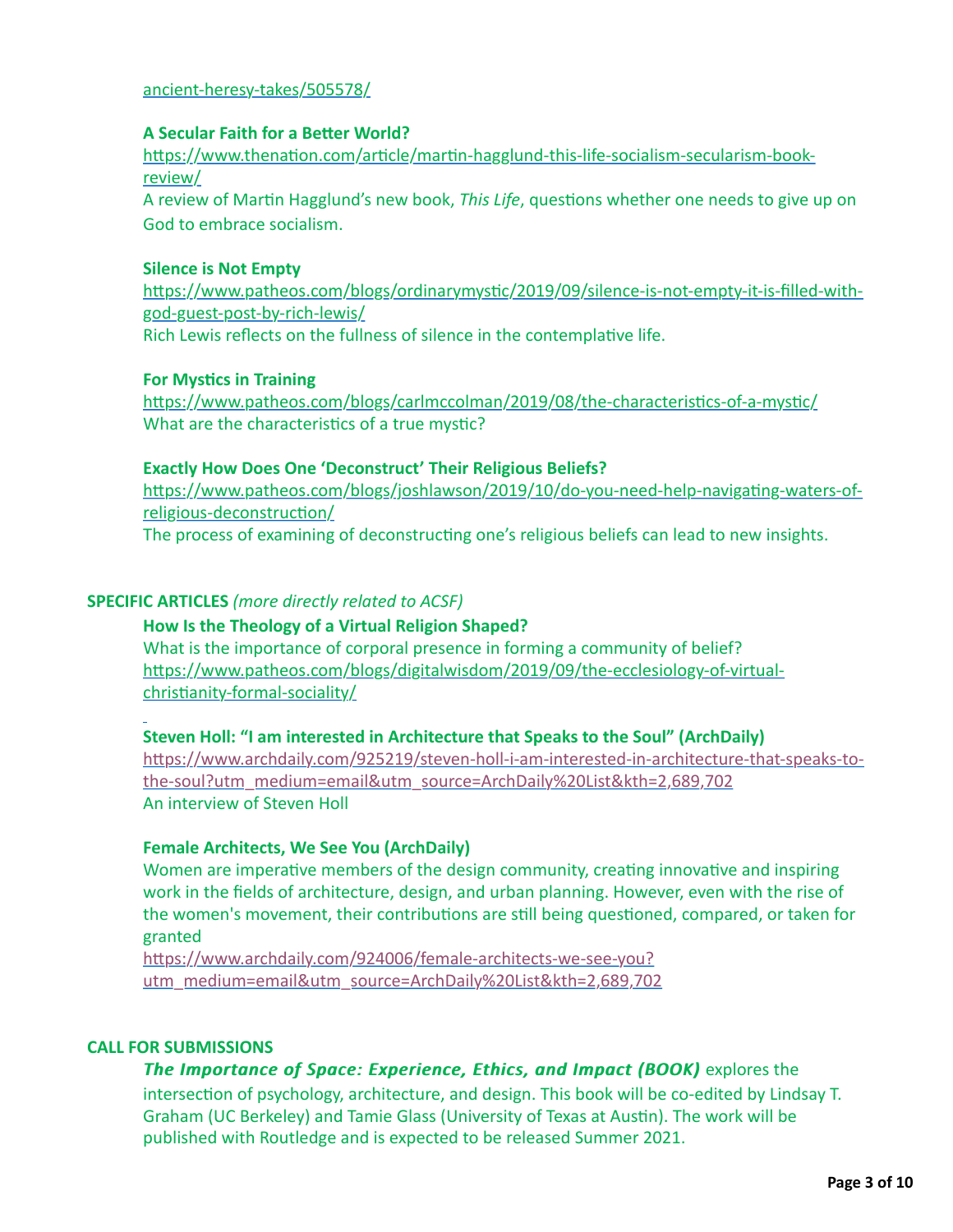[ancient-heresy-takes/505578/](ancient-heresy-takes/505578/)

**A Secular Faith for a Better World?**
https://www.thenation.com/article/martin-hagglund-this-life-socialism-secularism-book-review/
A review of Martin Hagglund's new book, *This Life*, questions whether one needs to give up on God to embrace socialism.

**Silence is Not Empty**
https://www.patheos.com/blogs/ordinarymystic/2019/09/silence-is-not-empty-it-is-filled-with-god-guest-post-by-rich-lewis/
Rich Lewis reflects on the fullness of silence in the contemplative life.

**For Mystics in Training**
https://www.patheos.com/blogs/carlmccolman/2019/08/the-characteristics-of-a-mystic/
What are the characteristics of a true mystic?

**Exactly How Does One 'Deconstruct' Their Religious Beliefs?**
https://www.patheos.com/blogs/joshlawson/2019/10/do-you-need-help-navigating-waters-of-religious-deconstruction/
The process of examining of deconstructing one's religious beliefs can lead to new insights.

**SPECIFIC ARTICLES** *(more directly related to ACSF)*

**How Is the Theology of a Virtual Religion Shaped?**
What is the importance of corporal presence in forming a community of belief?
https://www.patheos.com/blogs/digitalwisdom/2019/09/the-ecclesiology-of-virtual-christianity-formal-sociality/

**Steven Holl: "I am interested in Architecture that Speaks to the Soul" (ArchDaily)**
https://www.archdaily.com/925219/steven-holl-i-am-interested-in-architecture-that-speaks-to-the-soul?utm_medium=email&utm_source=ArchDaily%20List&kth=2,689,702
An interview of Steven Holl

**Female Architects, We See You (ArchDaily)**
Women are imperative members of the design community, creating innovative and inspiring work in the fields of architecture, design, and urban planning. However, even with the rise of the women's movement, their contributions are still being questioned, compared, or taken for granted
https://www.archdaily.com/924006/female-architects-we-see-you?utm_medium=email&utm_source=ArchDaily%20List&kth=2,689,702

**CALL FOR SUBMISSIONS**

***The Importance of Space: Experience, Ethics, and Impact (BOOK)*** explores the intersection of psychology, architecture, and design. This book will be co-edited by Lindsay T. Graham (UC Berkeley) and Tamie Glass (University of Texas at Austin). The work will be published with Routledge and is expected to be released Summer 2021.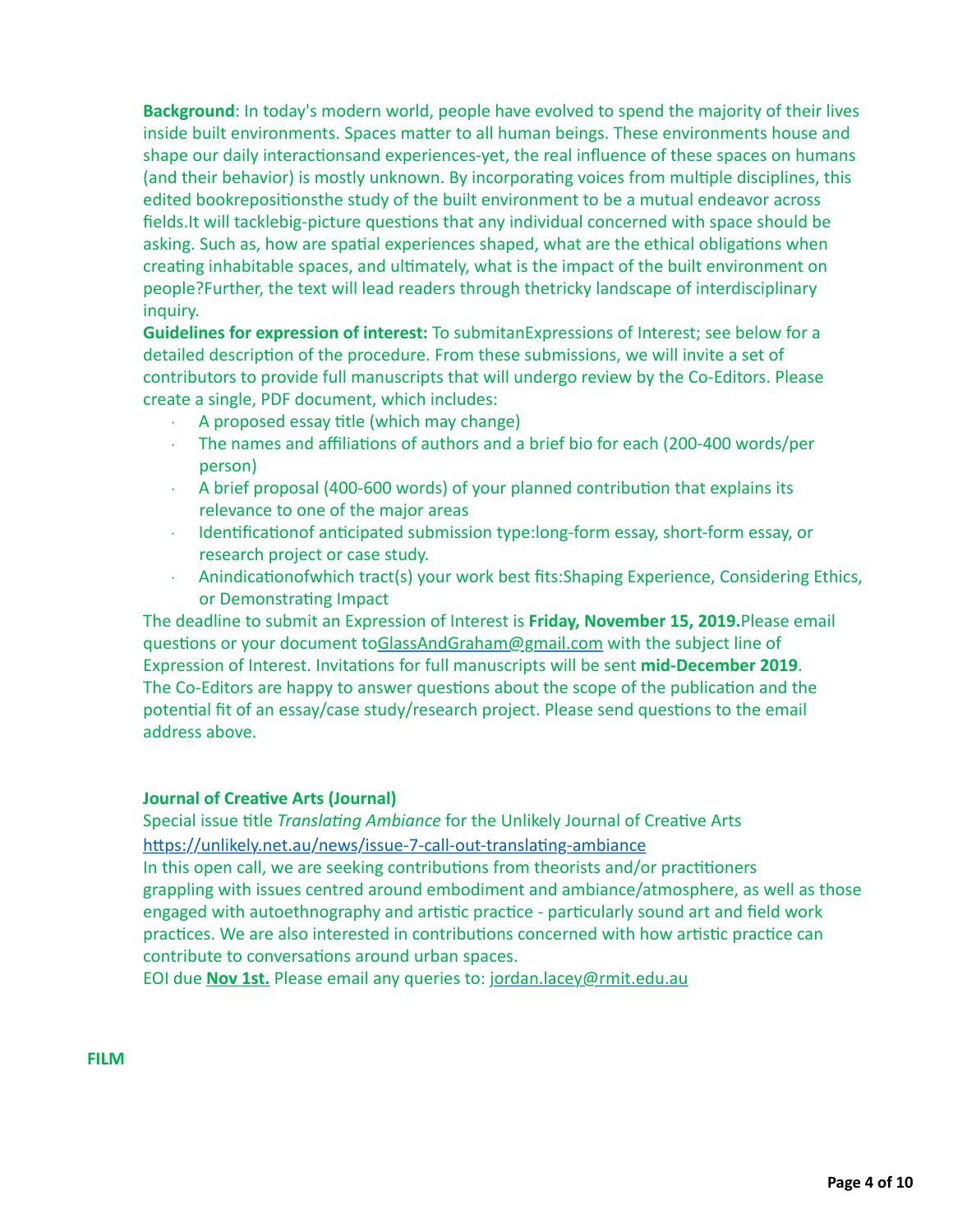**Background**: In today's modern world, people have evolved to spend the majority of their lives inside built environments. Spaces matter to all human beings. These environments house and shape our daily interactionsand experiences-yet, the real influence of these spaces on humans (and their behavior) is mostly unknown. By incorporating voices from multiple disciplines, this edited bookrepositionsthe study of the built environment to be a mutual endeavor across fields.It will tacklebig-picture questions that any individual concerned with space should be asking. Such as, how are spatial experiences shaped, what are the ethical obligations when creating inhabitable spaces, and ultimately, what is the impact of the built environment on people?Further, the text will lead readers through thetricky landscape of interdisciplinary inquiry.

**Guidelines for expression of interest:** To submitanExpressions of Interest; see below for a detailed description of the procedure. From these submissions, we will invite a set of contributors to provide full manuscripts that will undergo review by the Co-Editors. Please create a single, PDF document, which includes:

- A proposed essay title (which may change)
- The names and affiliations of authors and a brief bio for each (200-400 words/per person)
- A brief proposal (400-600 words) of your planned contribution that explains its relevance to one of the major areas
- Identificationof anticipated submission type:long-form essay, short-form essay, or research project or case study.
- Anindicationofwhich tract(s) your work best fits:Shaping Experience, Considering Ethics, or Demonstrating Impact

The deadline to submit an Expression of Interest is **Friday, November 15, 2019.**Please email questions or your document toGlassAndGraham@gmail.com with the subject line of Expression of Interest. Invitations for full manuscripts will be sent **mid-December 2019**. The Co-Editors are happy to answer questions about the scope of the publication and the potential fit of an essay/case study/research project. Please send questions to the email address above.

**Journal of Creative Arts (Journal)**

Special issue title *Translating Ambiance* for the Unlikely Journal of Creative Arts
https://unlikely.net.au/news/issue-7-call-out-translating-ambiance

In this open call, we are seeking contributions from theorists and/or practitioners grappling with issues centred around embodiment and ambiance/atmosphere, as well as those engaged with autoethnography and artistic practice - particularly sound art and field work practices. We are also interested in contributions concerned with how artistic practice can contribute to conversations around urban spaces.

EOI due **Nov 1st.** Please email any queries to: jordan.lacey@rmit.edu.au

**FILM**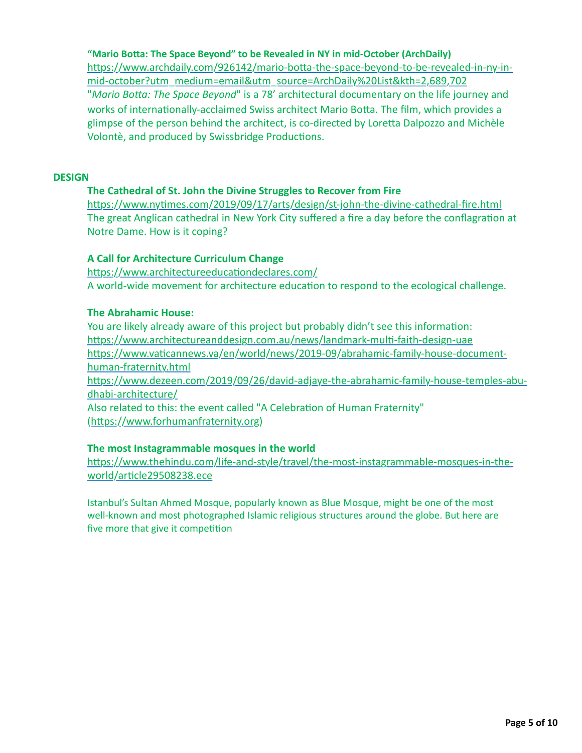**"Mario Botta: The Space Beyond" to be Revealed in NY in mid-October (ArchDaily)**
https://www.archdaily.com/926142/mario-botta-the-space-beyond-to-be-revealed-in-ny-in-mid-october?utm_medium=email&utm_source=ArchDaily%20List&kth=2,689,702
"*Mario Botta: The Space Beyond*" is a 78' architectural documentary on the life journey and works of internationally-acclaimed Swiss architect Mario Botta. The film, which provides a glimpse of the person behind the architect, is co-directed by Loretta Dalpozzo and Michèle Volontè, and produced by Swissbridge Productions.

## DESIGN

**The Cathedral of St. John the Divine Struggles to Recover from Fire**
https://www.nytimes.com/2019/09/17/arts/design/st-john-the-divine-cathedral-fire.html
The great Anglican cathedral in New York City suffered a fire a day before the conflagration at Notre Dame. How is it coping?

**A Call for Architecture Curriculum Change**
https://www.architectureeducationdeclares.com/
A world-wide movement for architecture education to respond to the ecological challenge.

**The Abrahamic House:**
You are likely already aware of this project but probably didn't see this information:
https://www.architectureanddesign.com.au/news/landmark-multi-faith-design-uae
https://www.vaticannews.va/en/world/news/2019-09/abrahamic-family-house-document-human-fraternity.html
https://www.dezeen.com/2019/09/26/david-adjaye-the-abrahamic-family-house-temples-abu-dhabi-architecture/
Also related to this: the event called "A Celebration of Human Fraternity" (https://www.forhumanfraternity.org)

**The most Instagrammable mosques in the world**
https://www.thehindu.com/life-and-style/travel/the-most-instagrammable-mosques-in-the-world/article29508238.ece

Istanbul's Sultan Ahmed Mosque, popularly known as Blue Mosque, might be one of the most well-known and most photographed Islamic religious structures around the globe. But here are five more that give it competition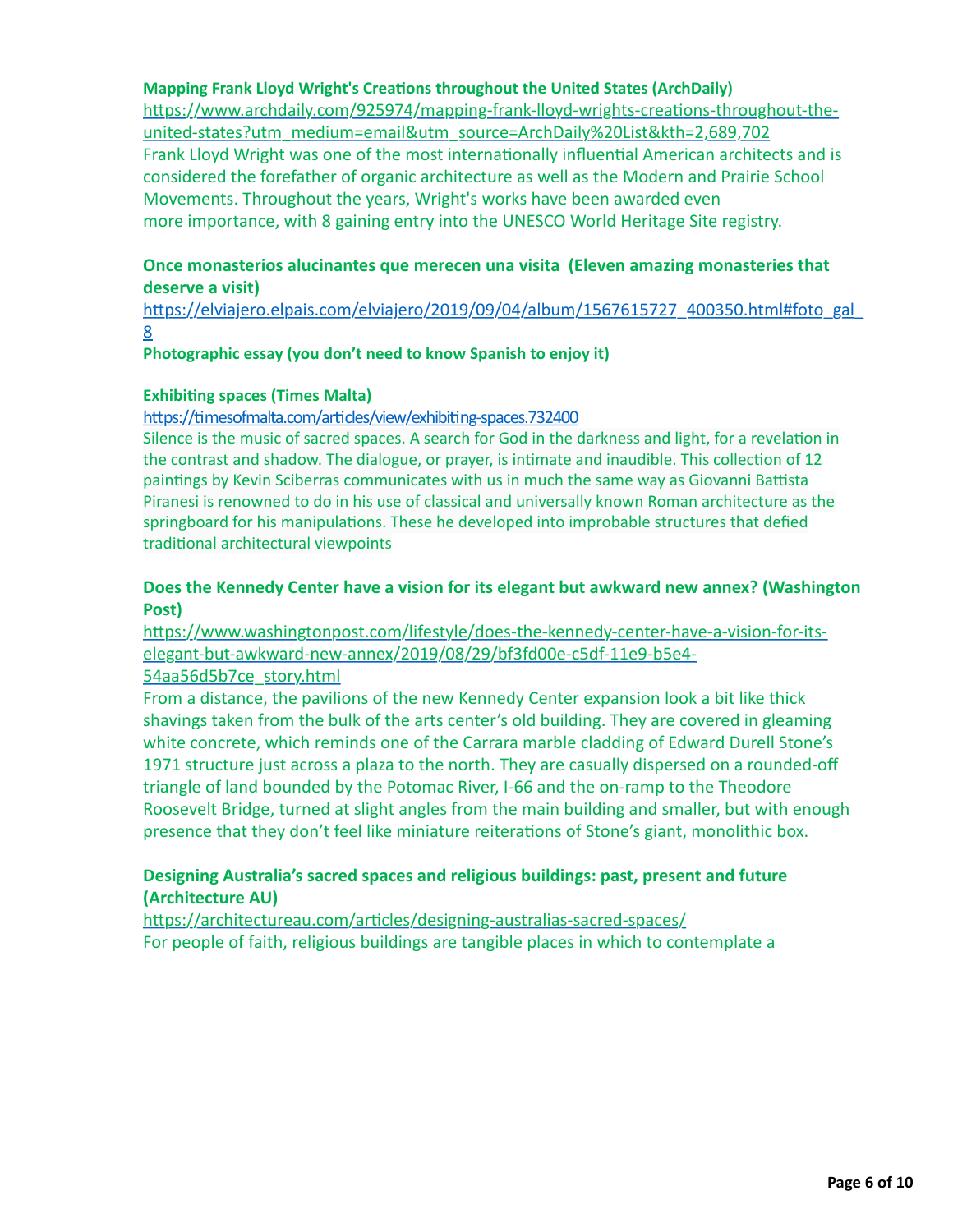**Mapping Frank Lloyd Wright's Creations throughout the United States (ArchDaily)**
https://www.archdaily.com/925974/mapping-frank-lloyd-wrights-creations-throughout-the-united-states?utm_medium=email&utm_source=ArchDaily%20List&kth=2,689,702
Frank Lloyd Wright was one of the most internationally influential American architects and is considered the forefather of organic architecture as well as the Modern and Prairie School Movements. Throughout the years, Wright's works have been awarded even more importance, with 8 gaining entry into the UNESCO World Heritage Site registry.

**Once monasterios alucinantes que merecen una visita (Eleven amazing monasteries that deserve a visit)**
https://elviajero.elpais.com/elviajero/2019/09/04/album/1567615727_400350.html#foto_gal_8
**Photographic essay (you don't need to know Spanish to enjoy it)**

**Exhibiting spaces (Times Malta)**
https://timesofmalta.com/articles/view/exhibiting-spaces.732400
Silence is the music of sacred spaces. A search for God in the darkness and light, for a revelation in the contrast and shadow. The dialogue, or prayer, is intimate and inaudible. This collection of 12 paintings by Kevin Sciberras communicates with us in much the same way as Giovanni Battista Piranesi is renowned to do in his use of classical and universally known Roman architecture as the springboard for his manipulations. These he developed into improbable structures that defied traditional architectural viewpoints

**Does the Kennedy Center have a vision for its elegant but awkward new annex? (Washington Post)**
https://www.washingtonpost.com/lifestyle/does-the-kennedy-center-have-a-vision-for-its-elegant-but-awkward-new-annex/2019/08/29/bf3fd00e-c5df-11e9-b5e4-54aa56d5b7ce_story.html
From a distance, the pavilions of the new Kennedy Center expansion look a bit like thick shavings taken from the bulk of the arts center's old building. They are covered in gleaming white concrete, which reminds one of the Carrara marble cladding of Edward Durell Stone's 1971 structure just across a plaza to the north. They are casually dispersed on a rounded-off triangle of land bounded by the Potomac River, I-66 and the on-ramp to the Theodore Roosevelt Bridge, turned at slight angles from the main building and smaller, but with enough presence that they don't feel like miniature reiterations of Stone's giant, monolithic box.

**Designing Australia's sacred spaces and religious buildings: past, present and future (Architecture AU)**
https://architectureau.com/articles/designing-australias-sacred-spaces/
For people of faith, religious buildings are tangible places in which to contemplate a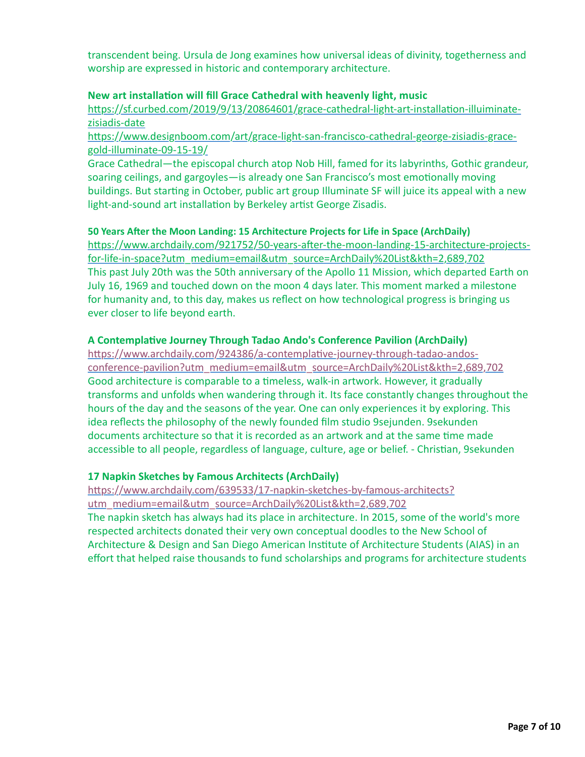transcendent being. Ursula de Jong examines how universal ideas of divinity, togetherness and worship are expressed in historic and contemporary architecture.

**New art installation will fill Grace Cathedral with heavenly light, music**

https://sf.curbed.com/2019/9/13/20864601/grace-cathedral-light-art-installation-illuiminate-zisiadis-date

https://www.designboom.com/art/grace-light-san-francisco-cathedral-george-zisiadis-grace-gold-illuminate-09-15-19/

Grace Cathedral—the episcopal church atop Nob Hill, famed for its labyrinths, Gothic grandeur, soaring ceilings, and gargoyles—is already one San Francisco's most emotionally moving buildings. But starting in October, public art group Illuminate SF will juice its appeal with a new light-and-sound art installation by Berkeley artist George Zisadis.

**50 Years After the Moon Landing: 15 Architecture Projects for Life in Space (ArchDaily)**

https://www.archdaily.com/921752/50-years-after-the-moon-landing-15-architecture-projects-for-life-in-space?utm_medium=email&utm_source=ArchDaily%20List&kth=2,689,702

This past July 20th was the 50th anniversary of the Apollo 11 Mission, which departed Earth on July 16, 1969 and touched down on the moon 4 days later. This moment marked a milestone for humanity and, to this day, makes us reflect on how technological progress is bringing us ever closer to life beyond earth.

**A Contemplative Journey Through Tadao Ando's Conference Pavilion (ArchDaily)**

https://www.archdaily.com/924386/a-contemplative-journey-through-tadao-andos-conference-pavilion?utm_medium=email&utm_source=ArchDaily%20List&kth=2,689,702

Good architecture is comparable to a timeless, walk-in artwork. However, it gradually transforms and unfolds when wandering through it. Its face constantly changes throughout the hours of the day and the seasons of the year. One can only experiences it by exploring. This idea reflects the philosophy of the newly founded film studio 9sejunden. 9sekunden documents architecture so that it is recorded as an artwork and at the same time made accessible to all people, regardless of language, culture, age or belief. - Christian, 9sekunden

**17 Napkin Sketches by Famous Architects (ArchDaily)**

https://www.archdaily.com/639533/17-napkin-sketches-by-famous-architects?utm_medium=email&utm_source=ArchDaily%20List&kth=2,689,702

The napkin sketch has always had its place in architecture. In 2015, some of the world's more respected architects donated their very own conceptual doodles to the New School of Architecture & Design and San Diego American Institute of Architecture Students (AIAS) in an effort that helped raise thousands to fund scholarships and programs for architecture students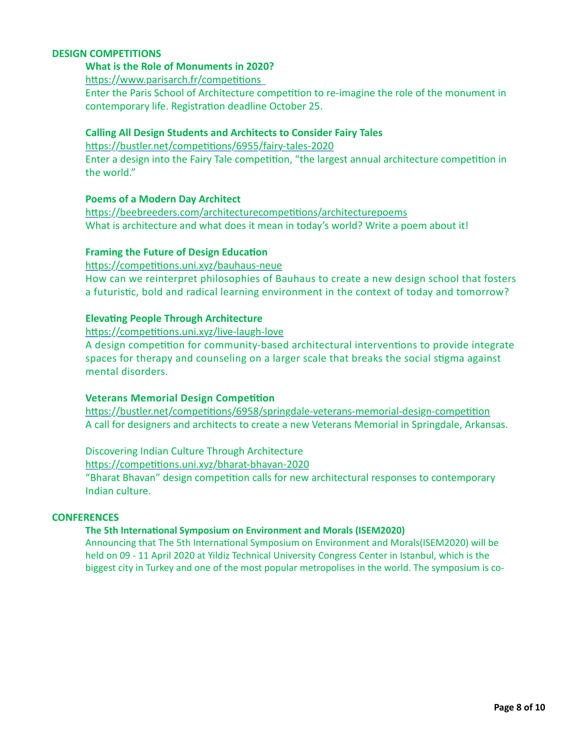## DESIGN COMPETITIONS

### What is the Role of Monuments in 2020?

https://www.parisarch.fr/competitions

Enter the Paris School of Architecture competition to re-imagine the role of the monument in contemporary life. Registration deadline October 25.

### Calling All Design Students and Architects to Consider Fairy Tales

https://bustler.net/competitions/6955/fairy-tales-2020

Enter a design into the Fairy Tale competition, "the largest annual architecture competition in the world."

### Poems of a Modern Day Architect

https://beebreeders.com/architecturecompetitions/architecturepoems

What is architecture and what does it mean in today's world? Write a poem about it!

### Framing the Future of Design Education

https://competitions.uni.xyz/bauhaus-neue

How can we reinterpret philosophies of Bauhaus to create a new design school that fosters a futuristic, bold and radical learning environment in the context of today and tomorrow?

### Elevating People Through Architecture

https://competitions.uni.xyz/live-laugh-love

A design competition for community-based architectural interventions to provide integrate spaces for therapy and counseling on a larger scale that breaks the social stigma against mental disorders.

### Veterans Memorial Design Competition

https://bustler.net/competitions/6958/springdale-veterans-memorial-design-competition

A call for designers and architects to create a new Veterans Memorial in Springdale, Arkansas.

Discovering Indian Culture Through Architecture

https://competitions.uni.xyz/bharat-bhavan-2020

"Bharat Bhavan" design competition calls for new architectural responses to contemporary Indian culture.

## CONFERENCES

### The 5th International Symposium on Environment and Morals (ISEM2020)

Announcing that The 5th International Symposium on Environment and Morals(ISEM2020) will be held on 09 - 11 April 2020 at Yildiz Technical University Congress Center in Istanbul, which is the biggest city in Turkey and one of the most popular metropolises in the world. The symposium is co-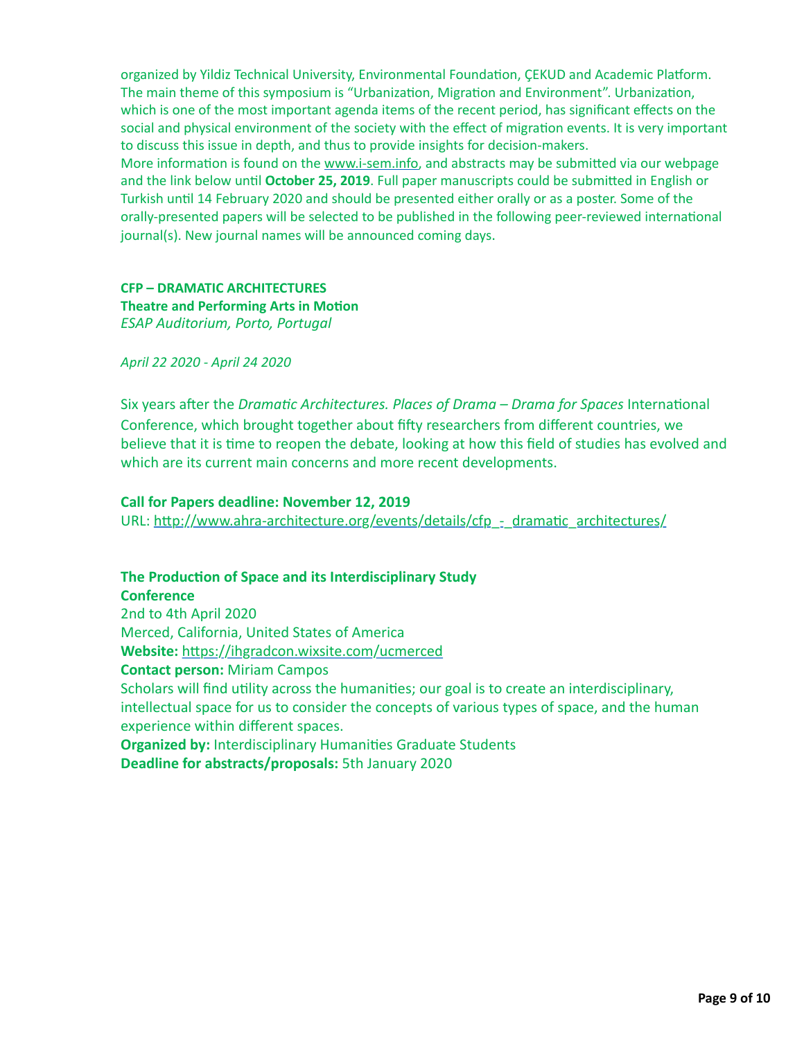organized by Yildiz Technical University, Environmental Foundation, ÇEKUD and Academic Platform. The main theme of this symposium is "Urbanization, Migration and Environment". Urbanization, which is one of the most important agenda items of the recent period, has significant effects on the social and physical environment of the society with the effect of migration events. It is very important to discuss this issue in depth, and thus to provide insights for decision-makers.
More information is found on the www.i-sem.info, and abstracts may be submitted via our webpage and the link below until **October 25, 2019**. Full paper manuscripts could be submitted in English or Turkish until 14 February 2020 and should be presented either orally or as a poster. Some of the orally-presented papers will be selected to be published in the following peer-reviewed international journal(s). New journal names will be announced coming days.

**CFP – DRAMATIC ARCHITECTURES**
**Theatre and Performing Arts in Motion**
*ESAP Auditorium, Porto, Portugal*

*April 22 2020 - April 24 2020*

Six years after the *Dramatic Architectures. Places of Drama – Drama for Spaces* International Conference, which brought together about fifty researchers from different countries, we believe that it is time to reopen the debate, looking at how this field of studies has evolved and which are its current main concerns and more recent developments.

**Call for Papers deadline: November 12, 2019**
URL: http://www.ahra-architecture.org/events/details/cfp_-_dramatic_architectures/

**The Production of Space and its Interdisciplinary Study Conference**
2nd to 4th April 2020
Merced, California, United States of America
**Website:** https://ihgradcon.wixsite.com/ucmerced
**Contact person:** Miriam Campos
Scholars will find utility across the humanities; our goal is to create an interdisciplinary, intellectual space for us to consider the concepts of various types of space, and the human experience within different spaces.
**Organized by:** Interdisciplinary Humanities Graduate Students
**Deadline for abstracts/proposals:** 5th January 2020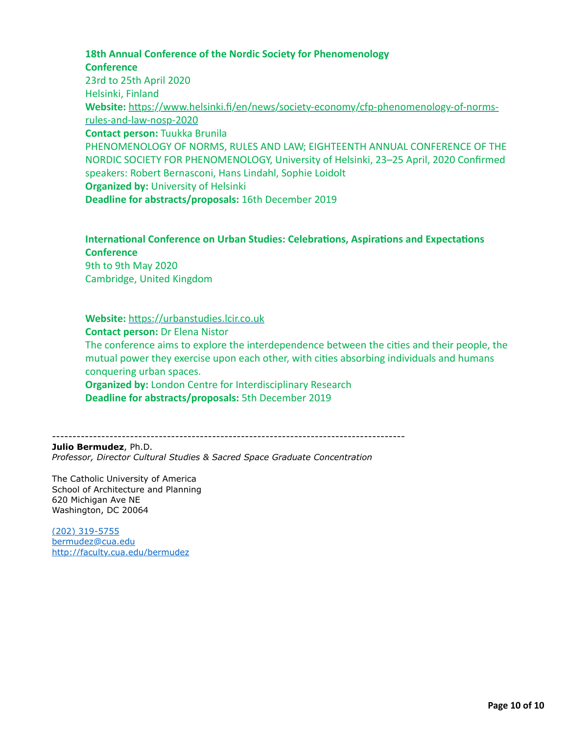**18th Annual Conference of the Nordic Society for Phenomenology**
**Conference**
23rd to 25th April 2020
Helsinki, Finland
**Website:** https://www.helsinki.fi/en/news/society-economy/cfp-phenomenology-of-norms-rules-and-law-nosp-2020
**Contact person:** Tuukka Brunila
PHENOMENOLOGY OF NORMS, RULES AND LAW; EIGHTEENTH ANNUAL CONFERENCE OF THE NORDIC SOCIETY FOR PHENOMENOLOGY, University of Helsinki, 23–25 April, 2020 Confirmed speakers: Robert Bernasconi, Hans Lindahl, Sophie Loidolt
**Organized by:** University of Helsinki
**Deadline for abstracts/proposals:** 16th December 2019

**International Conference on Urban Studies: Celebrations, Aspirations and Expectations**
**Conference**
9th to 9th May 2020
Cambridge, United Kingdom

**Website:** https://urbanstudies.lcir.co.uk
**Contact person:** Dr Elena Nistor
The conference aims to explore the interdependence between the cities and their people, the mutual power they exercise upon each other, with cities absorbing individuals and humans conquering urban spaces.
**Organized by:** London Centre for Interdisciplinary Research
**Deadline for abstracts/proposals:** 5th December 2019

---

**Julio Bermudez**, Ph.D.
*Professor, Director Cultural Studies & Sacred Space Graduate Concentration*

The Catholic University of America
School of Architecture and Planning
620 Michigan Ave NE
Washington, DC 20064

(202) 319-5755
bermudez@cua.edu
http://faculty.cua.edu/bermudez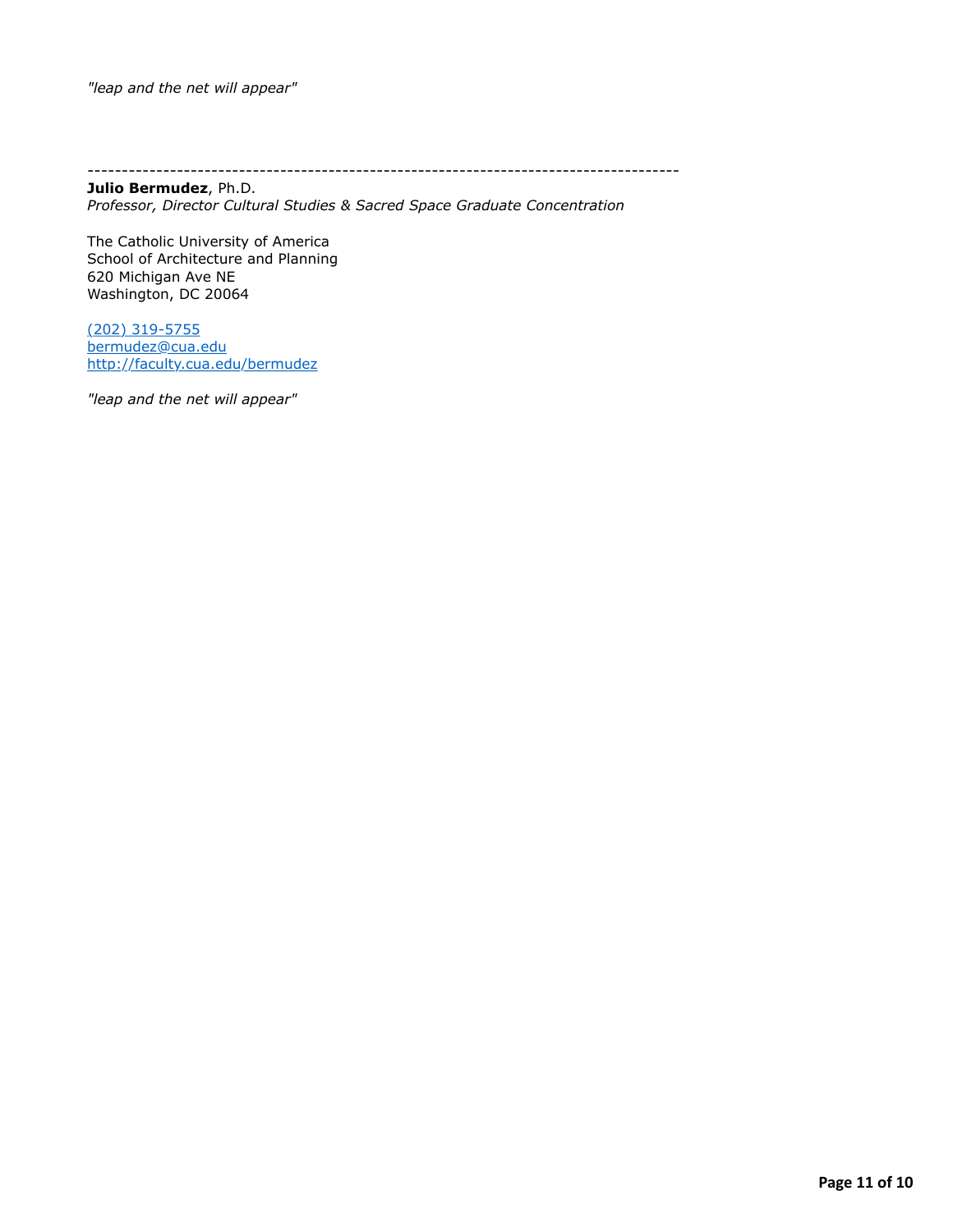*"leap and the net will appear"*

-------------------------------------------------------------------------------------
**Julio Bermudez**, Ph.D.
*Professor, Director Cultural Studies & Sacred Space Graduate Concentration*

The Catholic University of America
School of Architecture and Planning
620 Michigan Ave NE
Washington, DC 20064

(202) 319-5755
bermudez@cua.edu
http://faculty.cua.edu/bermudez

*"leap and the net will appear"*